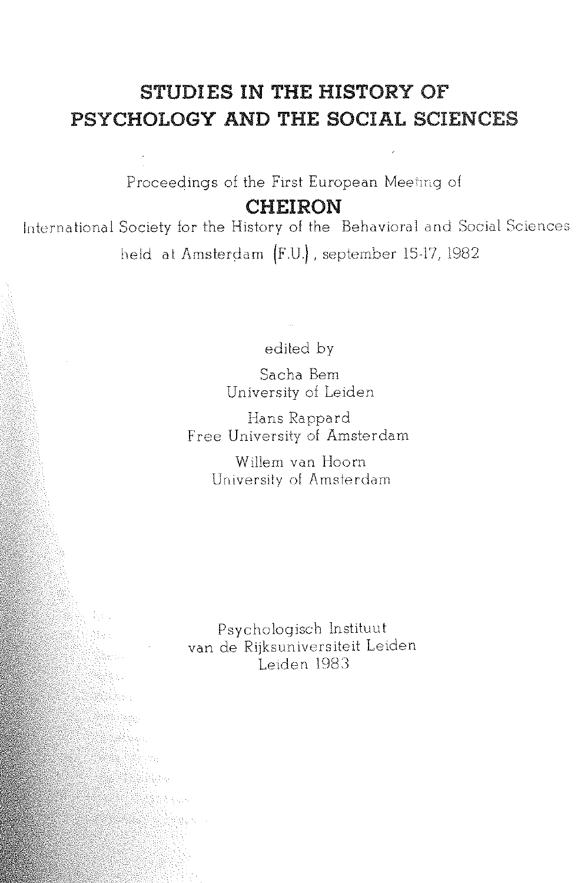# STUDIES IN THE HISTORY OF PSYCHOLOGY AND THE SOCIAL SCIENCES

Proceedings of the First European Meeting of

## CHEIRON

International Society for the History of the Behavioral and Social Sciences

held at Amsterdam (F.U.), september 15-17, 1982

edited by

Sacha Bem
University of Leiden

Hans Rappard
Free University of Amsterdam

Willem van Hoorn
University of Amsterdam

Psychologisch Instituut
van de Rijksuniversiteit Leiden
Leiden 1983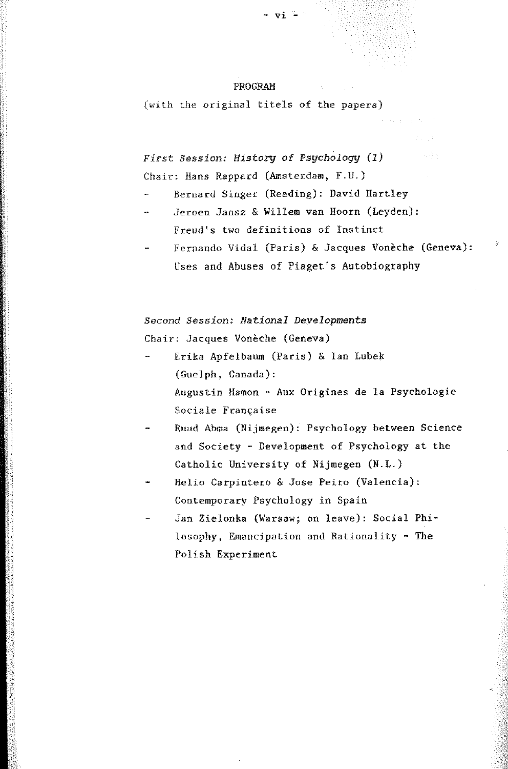## PROGRAM

(with the original titels of the papers)

*First Session: History of Psychology (1)*

Chair: Hans Rappard (Amsterdam, F.U.)

- Bernard Singer (Reading): David Hartley
- Jeroen Jansz & Willem van Hoorn (Leyden): Freud's two definitions of Instinct
- Fernando Vidal (Paris) & Jacques Vonèche (Geneva): Uses and Abuses of Piaget's Autobiography

*Second Session: National Developments*

Chair: Jacques Vonèche (Geneva)

- Erika Apfelbaum (Paris) & Ian Lubek (Guelph, Canada): Augustin Hamon - Aux Origines de la Psychologie Sociale Française
- Ruud Abma (Nijmegen): Psychology between Science and Society - Development of Psychology at the Catholic University of Nijmegen (N.L.)
- Helio Carpintero & Jose Peiro (Valencia): Contemporary Psychology in Spain
- Jan Zielonka (Warsaw; on leave): Social Philosophy, Emancipation and Rationality - The Polish Experiment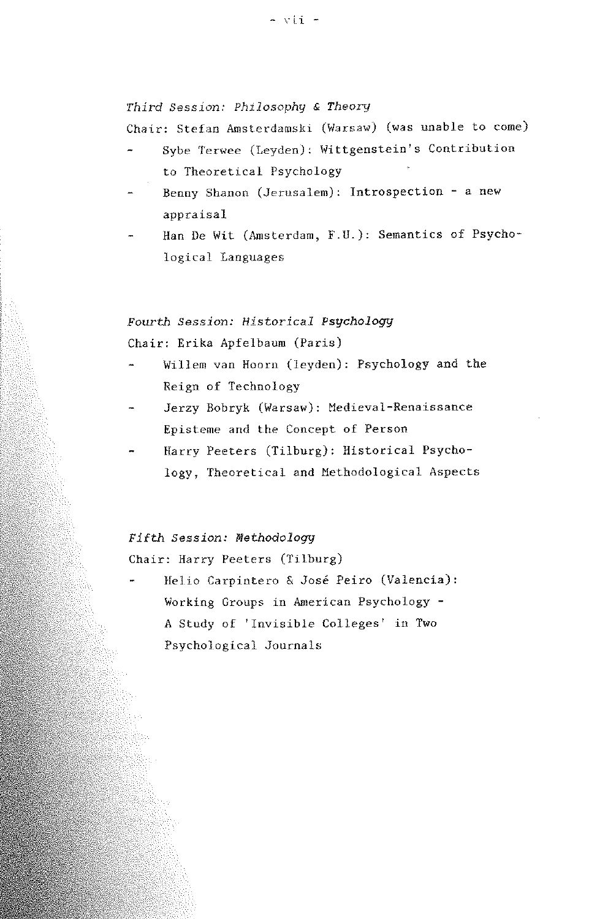*Third Session: Philosophy & Theory*

Chair: Stefan Amsterdamski (Warsaw) (was unable to come)

- Sybe Terwee (Leyden): Wittgenstein's Contribution to Theoretical Psychology
- Benny Shanon (Jerusalem): Introspection - a new appraisal
- Han De Wit (Amsterdam, F.U.): Semantics of Psychological Languages

*Fourth Session: Historical Psychology*

Chair: Erika Apfelbaum (Paris)

- Willem van Hoorn (leyden): Psychology and the Reign of Technology
- Jerzy Bobryk (Warsaw): Medieval-Renaissance Episteme and the Concept of Person
- Harry Peeters (Tilburg): Historical Psychology, Theoretical and Methodological Aspects

*Fifth Session: Methodology*

Chair: Harry Peeters (Tilburg)

- Helio Carpintero & José Peiro (Valencia): Working Groups in American Psychology - A Study of 'Invisible Colleges' in Two Psychological Journals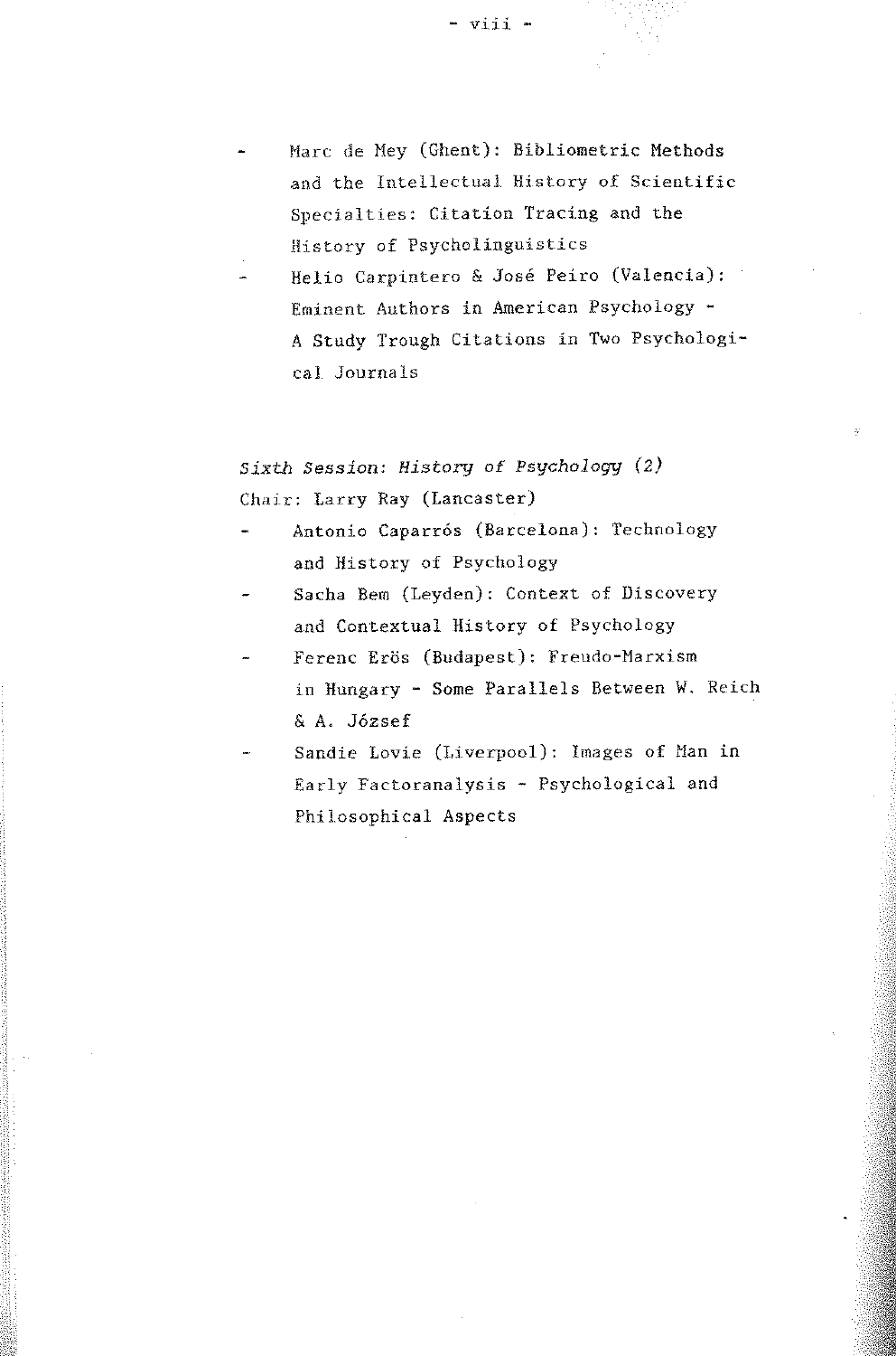- Marc de Mey (Ghent): Bibliometric Methods and the Intellectual History of Scientific Specialties: Citation Tracing and the History of Psycholinguistics
- Helio Carpintero & José Peiro (Valencia): Eminent Authors in American Psychology - A Study Trough Citations in Two Psychological Journals

*Sixth Session: History of Psychology (2)*

Chair: Larry Ray (Lancaster)

- Antonio Caparrós (Barcelona): Technology and History of Psychology
- Sacha Bem (Leyden): Context of Discovery and Contextual History of Psychology
- Ferenc Erös (Budapest): Freudo-Marxism in Hungary - Some Parallels Between W. Reich & A. József
- Sandie Lovie (Liverpool): Images of Man in Early Factoranalysis - Psychological and Philosophical Aspects